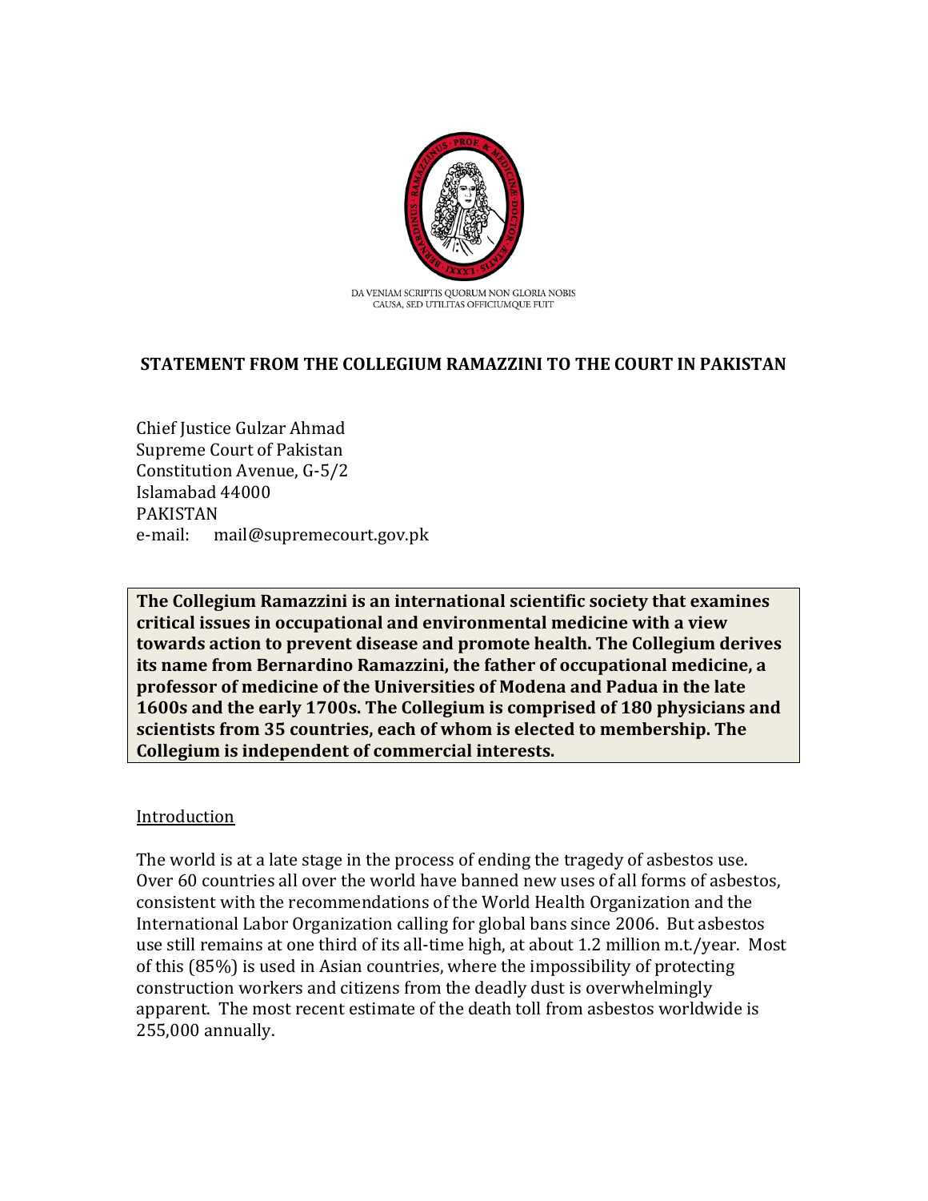DA VENIAM SCRIPTIS QUORUM NON GLORIA NOBIS
CAUSA, SED UTILITAS OFFICIUMQUE FUIT

## STATEMENT FROM THE COLLEGIUM RAMAZZINI TO THE COURT IN PAKISTAN

Chief Justice Gulzar Ahmad
Supreme Court of Pakistan
Constitution Avenue, G-5/2
Islamabad 44000
PAKISTAN
e-mail: mail@supremecourt.gov.pk

**The Collegium Ramazzini is an international scientific society that examines critical issues in occupational and environmental medicine with a view towards action to prevent disease and promote health. The Collegium derives its name from Bernardino Ramazzini, the father of occupational medicine, a professor of medicine of the Universities of Modena and Padua in the late 1600s and the early 1700s. The Collegium is comprised of 180 physicians and scientists from 35 countries, each of whom is elected to membership. The Collegium is independent of commercial interests.**

<u>Introduction</u>

The world is at a late stage in the process of ending the tragedy of asbestos use. Over 60 countries all over the world have banned new uses of all forms of asbestos, consistent with the recommendations of the World Health Organization and the International Labor Organization calling for global bans since 2006. But asbestos use still remains at one third of its all-time high, at about 1.2 million m.t./year. Most of this (85%) is used in Asian countries, where the impossibility of protecting construction workers and citizens from the deadly dust is overwhelmingly apparent. The most recent estimate of the death toll from asbestos worldwide is 255,000 annually.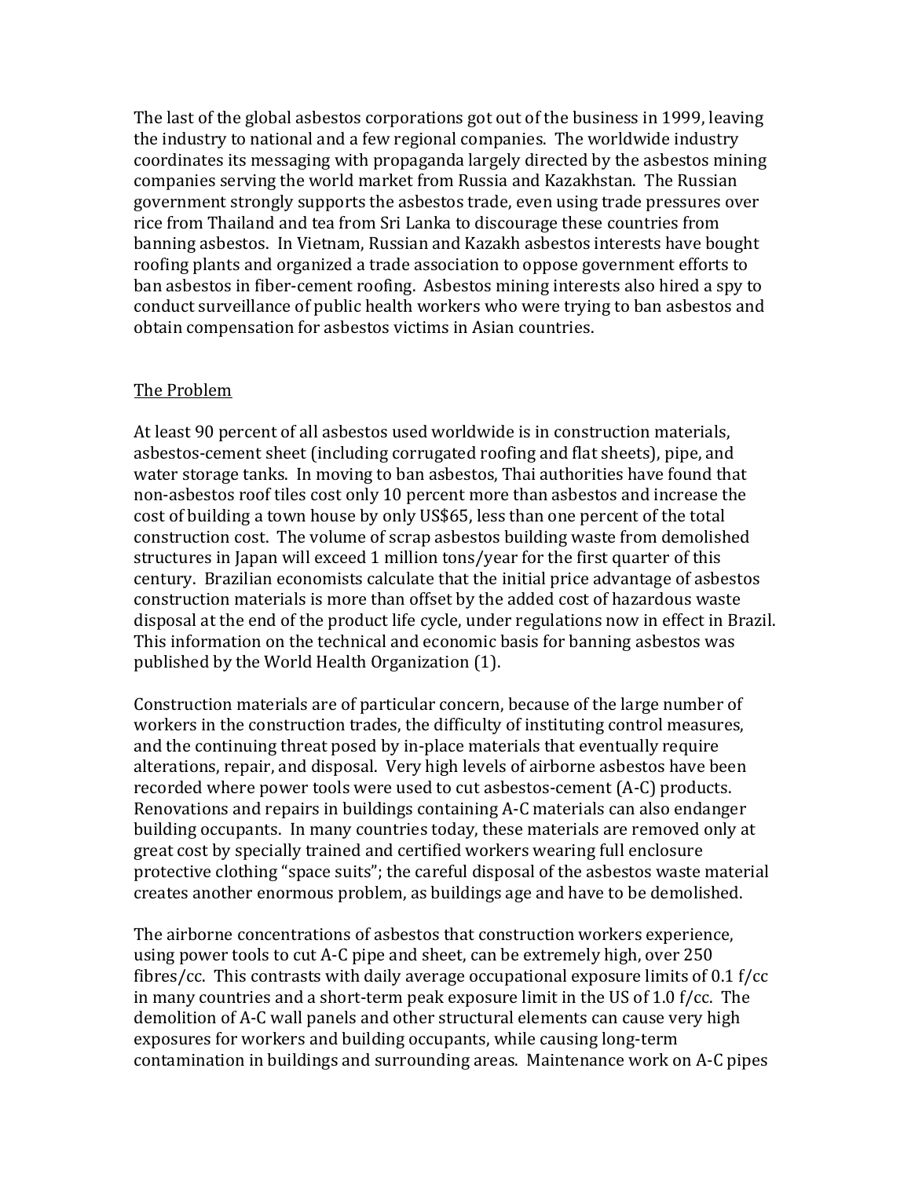The last of the global asbestos corporations got out of the business in 1999, leaving the industry to national and a few regional companies. The worldwide industry coordinates its messaging with propaganda largely directed by the asbestos mining companies serving the world market from Russia and Kazakhstan. The Russian government strongly supports the asbestos trade, even using trade pressures over rice from Thailand and tea from Sri Lanka to discourage these countries from banning asbestos. In Vietnam, Russian and Kazakh asbestos interests have bought roofing plants and organized a trade association to oppose government efforts to ban asbestos in fiber-cement roofing. Asbestos mining interests also hired a spy to conduct surveillance of public health workers who were trying to ban asbestos and obtain compensation for asbestos victims in Asian countries.

## The Problem

At least 90 percent of all asbestos used worldwide is in construction materials, asbestos-cement sheet (including corrugated roofing and flat sheets), pipe, and water storage tanks. In moving to ban asbestos, Thai authorities have found that non-asbestos roof tiles cost only 10 percent more than asbestos and increase the cost of building a town house by only US$65, less than one percent of the total construction cost. The volume of scrap asbestos building waste from demolished structures in Japan will exceed 1 million tons/year for the first quarter of this century. Brazilian economists calculate that the initial price advantage of asbestos construction materials is more than offset by the added cost of hazardous waste disposal at the end of the product life cycle, under regulations now in effect in Brazil. This information on the technical and economic basis for banning asbestos was published by the World Health Organization (1).

Construction materials are of particular concern, because of the large number of workers in the construction trades, the difficulty of instituting control measures, and the continuing threat posed by in-place materials that eventually require alterations, repair, and disposal. Very high levels of airborne asbestos have been recorded where power tools were used to cut asbestos-cement (A-C) products. Renovations and repairs in buildings containing A-C materials can also endanger building occupants. In many countries today, these materials are removed only at great cost by specially trained and certified workers wearing full enclosure protective clothing "space suits"; the careful disposal of the asbestos waste material creates another enormous problem, as buildings age and have to be demolished.

The airborne concentrations of asbestos that construction workers experience, using power tools to cut A-C pipe and sheet, can be extremely high, over 250 fibres/cc. This contrasts with daily average occupational exposure limits of 0.1 f/cc in many countries and a short-term peak exposure limit in the US of 1.0 f/cc. The demolition of A-C wall panels and other structural elements can cause very high exposures for workers and building occupants, while causing long-term contamination in buildings and surrounding areas. Maintenance work on A-C pipes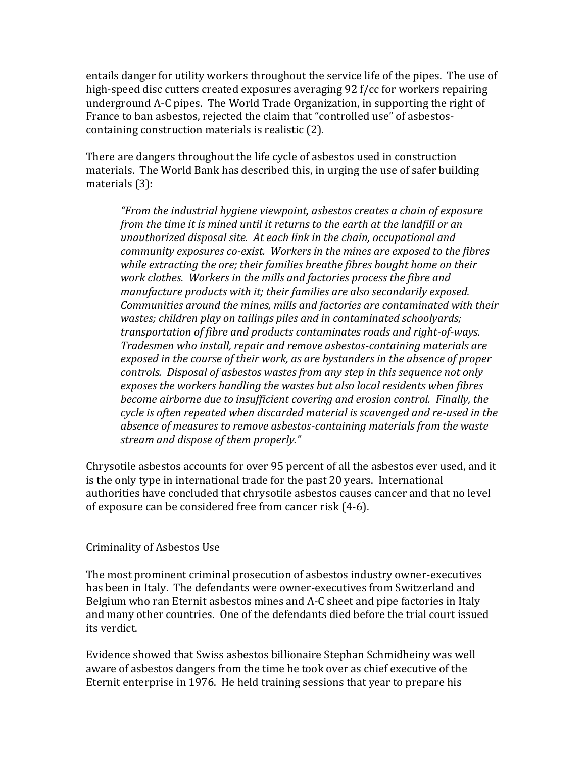entails danger for utility workers throughout the service life of the pipes. The use of high-speed disc cutters created exposures averaging 92 f/cc for workers repairing underground A-C pipes. The World Trade Organization, in supporting the right of France to ban asbestos, rejected the claim that "controlled use" of asbestos-containing construction materials is realistic (2).

There are dangers throughout the life cycle of asbestos used in construction materials. The World Bank has described this, in urging the use of safer building materials (3):

> *"From the industrial hygiene viewpoint, asbestos creates a chain of exposure from the time it is mined until it returns to the earth at the landfill or an unauthorized disposal site. At each link in the chain, occupational and community exposures co-exist. Workers in the mines are exposed to the fibres while extracting the ore; their families breathe fibres bought home on their work clothes. Workers in the mills and factories process the fibre and manufacture products with it; their families are also secondarily exposed. Communities around the mines, mills and factories are contaminated with their wastes; children play on tailings piles and in contaminated schoolyards; transportation of fibre and products contaminates roads and right-of-ways. Tradesmen who install, repair and remove asbestos-containing materials are exposed in the course of their work, as are bystanders in the absence of proper controls. Disposal of asbestos wastes from any step in this sequence not only exposes the workers handling the wastes but also local residents when fibres become airborne due to insufficient covering and erosion control. Finally, the cycle is often repeated when discarded material is scavenged and re-used in the absence of measures to remove asbestos-containing materials from the waste stream and dispose of them properly."*

Chrysotile asbestos accounts for over 95 percent of all the asbestos ever used, and it is the only type in international trade for the past 20 years. International authorities have concluded that chrysotile asbestos causes cancer and that no level of exposure can be considered free from cancer risk (4-6).

## Criminality of Asbestos Use

The most prominent criminal prosecution of asbestos industry owner-executives has been in Italy. The defendants were owner-executives from Switzerland and Belgium who ran Eternit asbestos mines and A-C sheet and pipe factories in Italy and many other countries. One of the defendants died before the trial court issued its verdict.

Evidence showed that Swiss asbestos billionaire Stephan Schmidheiny was well aware of asbestos dangers from the time he took over as chief executive of the Eternit enterprise in 1976. He held training sessions that year to prepare his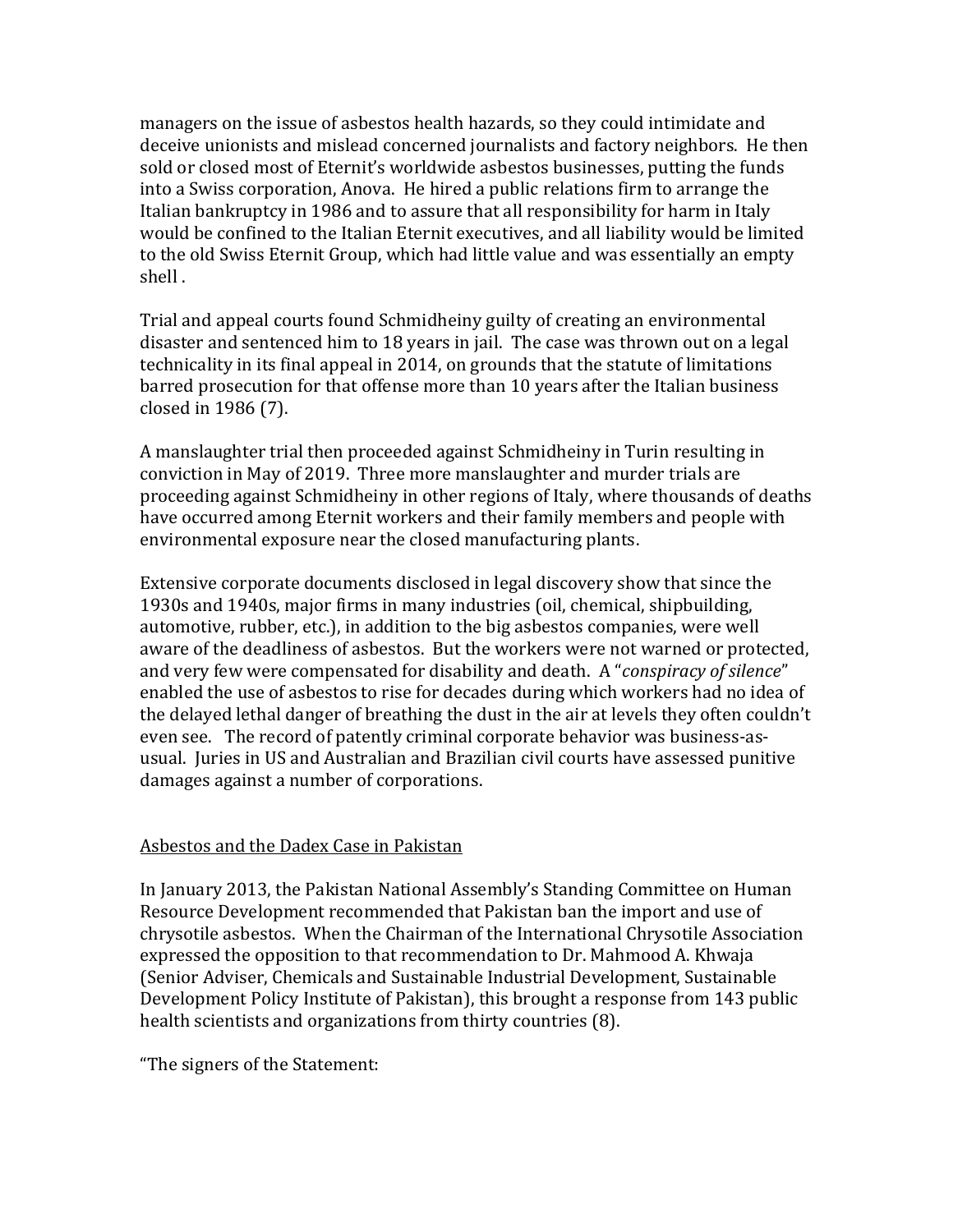managers on the issue of asbestos health hazards, so they could intimidate and deceive unionists and mislead concerned journalists and factory neighbors. He then sold or closed most of Eternit's worldwide asbestos businesses, putting the funds into a Swiss corporation, Anova. He hired a public relations firm to arrange the Italian bankruptcy in 1986 and to assure that all responsibility for harm in Italy would be confined to the Italian Eternit executives, and all liability would be limited to the old Swiss Eternit Group, which had little value and was essentially an empty shell .

Trial and appeal courts found Schmidheiny guilty of creating an environmental disaster and sentenced him to 18 years in jail. The case was thrown out on a legal technicality in its final appeal in 2014, on grounds that the statute of limitations barred prosecution for that offense more than 10 years after the Italian business closed in 1986 (7).

A manslaughter trial then proceeded against Schmidheiny in Turin resulting in conviction in May of 2019. Three more manslaughter and murder trials are proceeding against Schmidheiny in other regions of Italy, where thousands of deaths have occurred among Eternit workers and their family members and people with environmental exposure near the closed manufacturing plants.

Extensive corporate documents disclosed in legal discovery show that since the 1930s and 1940s, major firms in many industries (oil, chemical, shipbuilding, automotive, rubber, etc.), in addition to the big asbestos companies, were well aware of the deadliness of asbestos. But the workers were not warned or protected, and very few were compensated for disability and death. A "*conspiracy of silence*" enabled the use of asbestos to rise for decades during which workers had no idea of the delayed lethal danger of breathing the dust in the air at levels they often couldn't even see. The record of patently criminal corporate behavior was business-as-usual. Juries in US and Australian and Brazilian civil courts have assessed punitive damages against a number of corporations.

## Asbestos and the Dadex Case in Pakistan

In January 2013, the Pakistan National Assembly's Standing Committee on Human Resource Development recommended that Pakistan ban the import and use of chrysotile asbestos. When the Chairman of the International Chrysotile Association expressed the opposition to that recommendation to Dr. Mahmood A. Khwaja (Senior Adviser, Chemicals and Sustainable Industrial Development, Sustainable Development Policy Institute of Pakistan), this brought a response from 143 public health scientists and organizations from thirty countries (8).

"The signers of the Statement: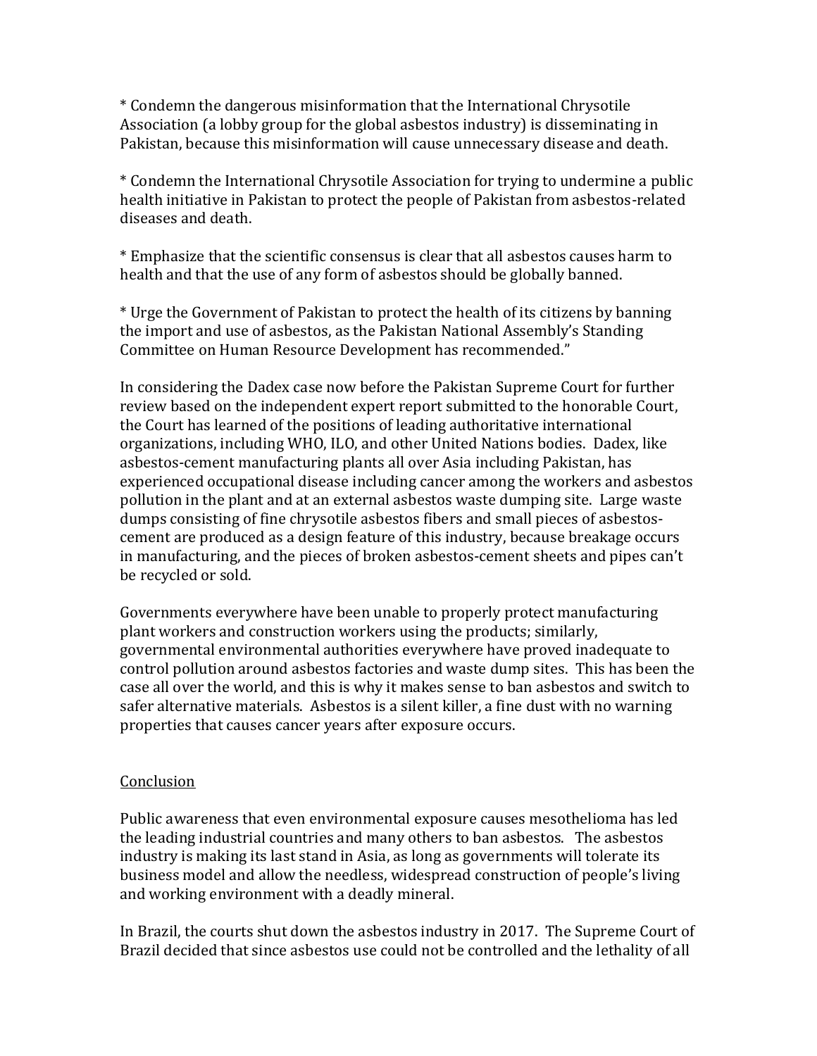* Condemn the dangerous misinformation that the International Chrysotile Association (a lobby group for the global asbestos industry) is disseminating in Pakistan, because this misinformation will cause unnecessary disease and death.

* Condemn the International Chrysotile Association for trying to undermine a public health initiative in Pakistan to protect the people of Pakistan from asbestos-related diseases and death.

* Emphasize that the scientific consensus is clear that all asbestos causes harm to health and that the use of any form of asbestos should be globally banned.

* Urge the Government of Pakistan to protect the health of its citizens by banning the import and use of asbestos, as the Pakistan National Assembly's Standing Committee on Human Resource Development has recommended."

In considering the Dadex case now before the Pakistan Supreme Court for further review based on the independent expert report submitted to the honorable Court, the Court has learned of the positions of leading authoritative international organizations, including WHO, ILO, and other United Nations bodies. Dadex, like asbestos-cement manufacturing plants all over Asia including Pakistan, has experienced occupational disease including cancer among the workers and asbestos pollution in the plant and at an external asbestos waste dumping site. Large waste dumps consisting of fine chrysotile asbestos fibers and small pieces of asbestos-cement are produced as a design feature of this industry, because breakage occurs in manufacturing, and the pieces of broken asbestos-cement sheets and pipes can't be recycled or sold.

Governments everywhere have been unable to properly protect manufacturing plant workers and construction workers using the products; similarly, governmental environmental authorities everywhere have proved inadequate to control pollution around asbestos factories and waste dump sites. This has been the case all over the world, and this is why it makes sense to ban asbestos and switch to safer alternative materials. Asbestos is a silent killer, a fine dust with no warning properties that causes cancer years after exposure occurs.

## Conclusion

Public awareness that even environmental exposure causes mesothelioma has led the leading industrial countries and many others to ban asbestos. The asbestos industry is making its last stand in Asia, as long as governments will tolerate its business model and allow the needless, widespread construction of people's living and working environment with a deadly mineral.

In Brazil, the courts shut down the asbestos industry in 2017. The Supreme Court of Brazil decided that since asbestos use could not be controlled and the lethality of all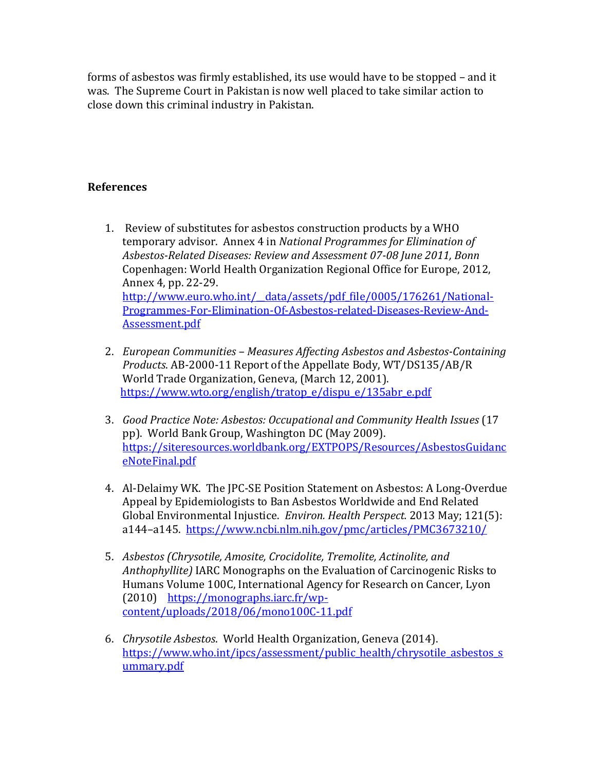forms of asbestos was firmly established, its use would have to be stopped – and it was. The Supreme Court in Pakistan is now well placed to take similar action to close down this criminal industry in Pakistan.

**References**

1. Review of substitutes for asbestos construction products by a WHO temporary advisor. Annex 4 in *National Programmes for Elimination of Asbestos-Related Diseases: Review and Assessment 07-08 June 2011, Bonn* Copenhagen: World Health Organization Regional Office for Europe, 2012, Annex 4, pp. 22-29. http://www.euro.who.int/__data/assets/pdf_file/0005/176261/National-Programmes-For-Elimination-Of-Asbestos-related-Diseases-Review-And-Assessment.pdf

2. *European Communities – Measures Affecting Asbestos and Asbestos-Containing Products*. AB-2000-11 Report of the Appellate Body, WT/DS135/AB/R World Trade Organization, Geneva, (March 12, 2001). https://www.wto.org/english/tratop_e/dispu_e/135abr_e.pdf

3. *Good Practice Note: Asbestos: Occupational and Community Health Issues* (17 pp). World Bank Group, Washington DC (May 2009). https://siteresources.worldbank.org/EXTPOPS/Resources/AsbestosGuidanceNoteFinal.pdf

4. Al-Delaimy WK. The JPC-SE Position Statement on Asbestos: A Long-Overdue Appeal by Epidemiologists to Ban Asbestos Worldwide and End Related Global Environmental Injustice. *Environ. Health Perspect.* 2013 May; 121(5): a144–a145. https://www.ncbi.nlm.nih.gov/pmc/articles/PMC3673210/

5. *Asbestos (Chrysotile, Amosite, Crocidolite, Tremolite, Actinolite, and Anthophyllite)* IARC Monographs on the Evaluation of Carcinogenic Risks to Humans Volume 100C, International Agency for Research on Cancer, Lyon (2010) https://monographs.iarc.fr/wp-content/uploads/2018/06/mono100C-11.pdf

6. *Chrysotile Asbestos*. World Health Organization, Geneva (2014). https://www.who.int/ipcs/assessment/public_health/chrysotile_asbestos_summary.pdf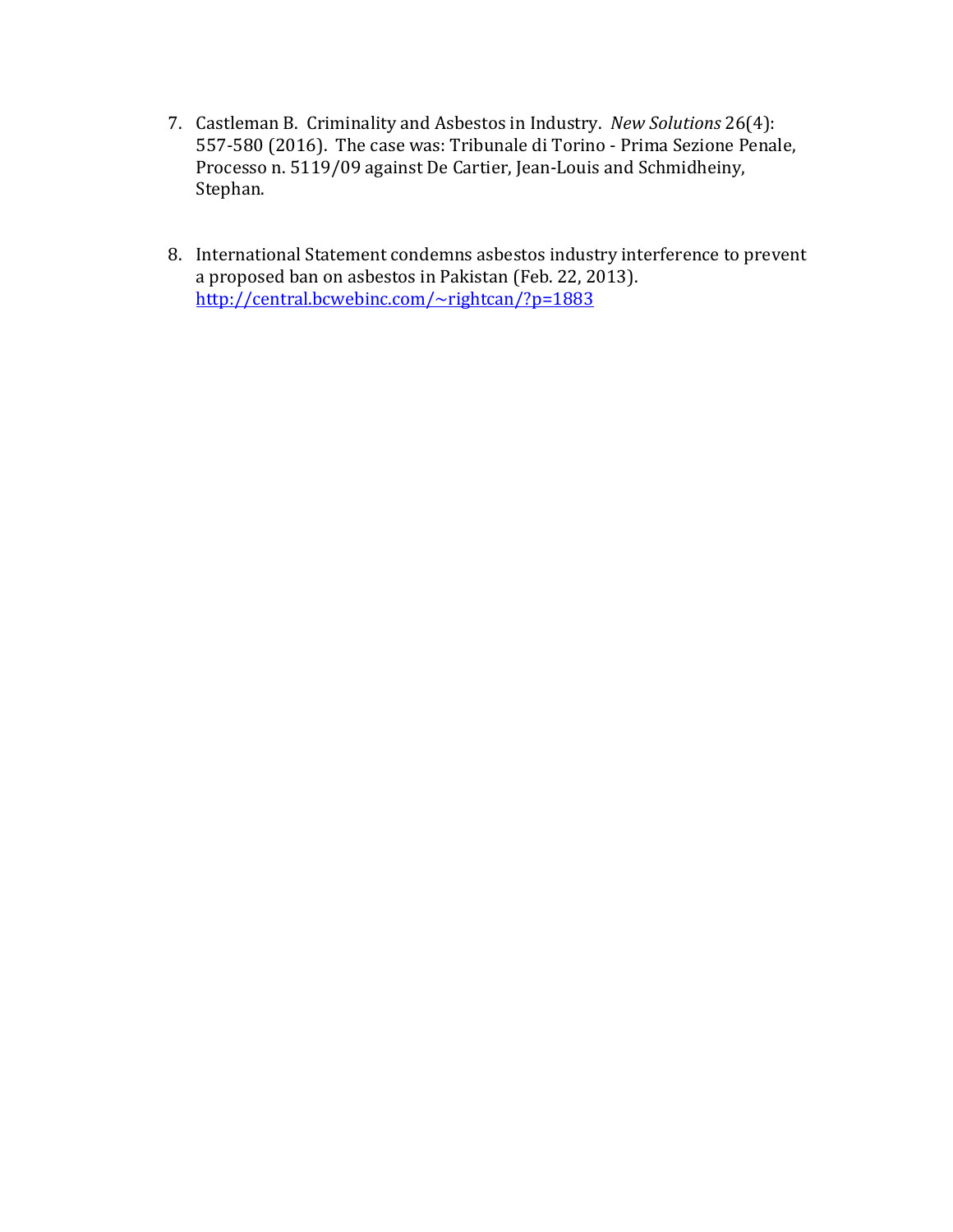7. Castleman B. Criminality and Asbestos in Industry. *New Solutions* 26(4): 557-580 (2016). The case was: Tribunale di Torino - Prima Sezione Penale, Processo n. 5119/09 against De Cartier, Jean-Louis and Schmidheiny, Stephan.

8. International Statement condemns asbestos industry interference to prevent a proposed ban on asbestos in Pakistan (Feb. 22, 2013). http://central.bcwebinc.com/~rightcan/?p=1883